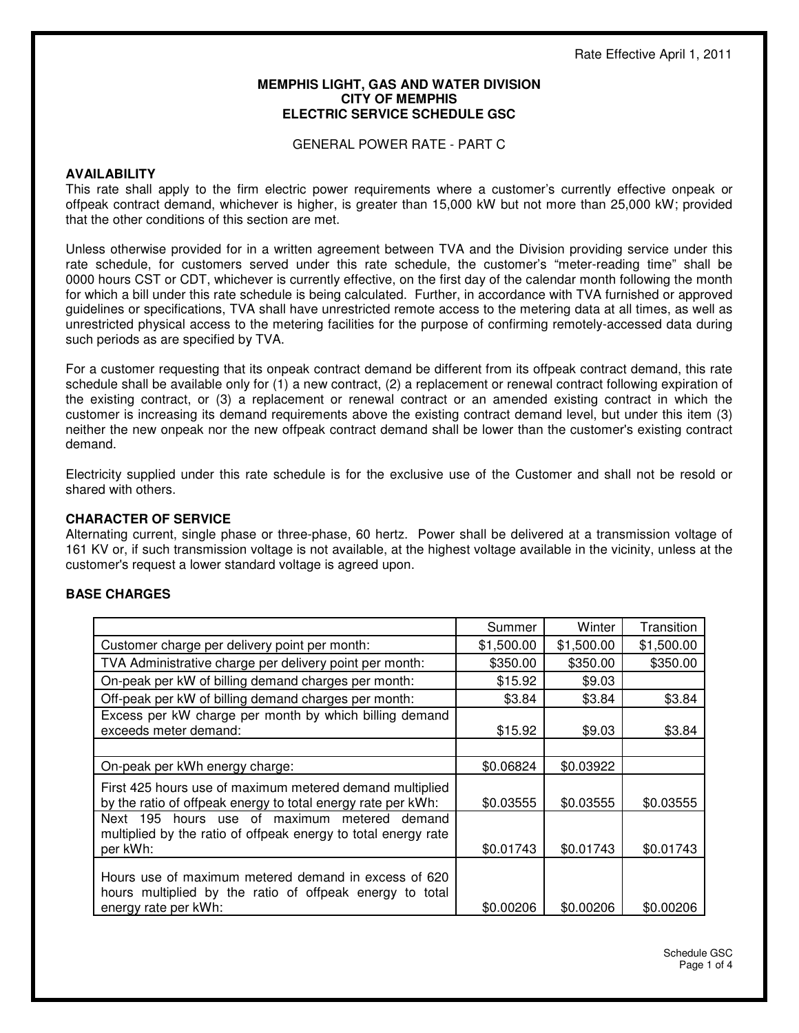Rate Effective April 1, 2011

**MEMPHIS LIGHT, GAS AND WATER DIVISION**
**CITY OF MEMPHIS**
**ELECTRIC SERVICE SCHEDULE GSC**

GENERAL POWER RATE - PART C

## AVAILABILITY

This rate shall apply to the firm electric power requirements where a customer's currently effective onpeak or offpeak contract demand, whichever is higher, is greater than 15,000 kW but not more than 25,000 kW; provided that the other conditions of this section are met.

Unless otherwise provided for in a written agreement between TVA and the Division providing service under this rate schedule, for customers served under this rate schedule, the customer's "meter-reading time" shall be 0000 hours CST or CDT, whichever is currently effective, on the first day of the calendar month following the month for which a bill under this rate schedule is being calculated. Further, in accordance with TVA furnished or approved guidelines or specifications, TVA shall have unrestricted remote access to the metering data at all times, as well as unrestricted physical access to the metering facilities for the purpose of confirming remotely-accessed data during such periods as are specified by TVA.

For a customer requesting that its onpeak contract demand be different from its offpeak contract demand, this rate schedule shall be available only for (1) a new contract, (2) a replacement or renewal contract following expiration of the existing contract, or (3) a replacement or renewal contract or an amended existing contract in which the customer is increasing its demand requirements above the existing contract demand level, but under this item (3) neither the new onpeak nor the new offpeak contract demand shall be lower than the customer's existing contract demand.

Electricity supplied under this rate schedule is for the exclusive use of the Customer and shall not be resold or shared with others.

## CHARACTER OF SERVICE

Alternating current, single phase or three-phase, 60 hertz. Power shall be delivered at a transmission voltage of 161 KV or, if such transmission voltage is not available, at the highest voltage available in the vicinity, unless at the customer's request a lower standard voltage is agreed upon.

## BASE CHARGES

| | Summer | Winter | Transition |
|---|---|---|---|
| Customer charge per delivery point per month: | $1,500.00 | $1,500.00 | $1,500.00 |
| TVA Administrative charge per delivery point per month: | $350.00 | $350.00 | $350.00 |
| On-peak per kW of billing demand charges per month: | $15.92 | $9.03 | |
| Off-peak per kW of billing demand charges per month: | $3.84 | $3.84 | $3.84 |
| Excess per kW charge per month by which billing demand exceeds meter demand: | $15.92 | $9.03 | $3.84 |
| | | | |
| On-peak per kWh energy charge: | $0.06824 | $0.03922 | |
| First 425 hours use of maximum metered demand multiplied by the ratio of offpeak energy to total energy rate per kWh: | $0.03555 | $0.03555 | $0.03555 |
| Next 195 hours use of maximum metered demand multiplied by the ratio of offpeak energy to total energy rate per kWh: | $0.01743 | $0.01743 | $0.01743 |
| Hours use of maximum metered demand in excess of 620 hours multiplied by the ratio of offpeak energy to total energy rate per kWh: | $0.00206 | $0.00206 | $0.00206 |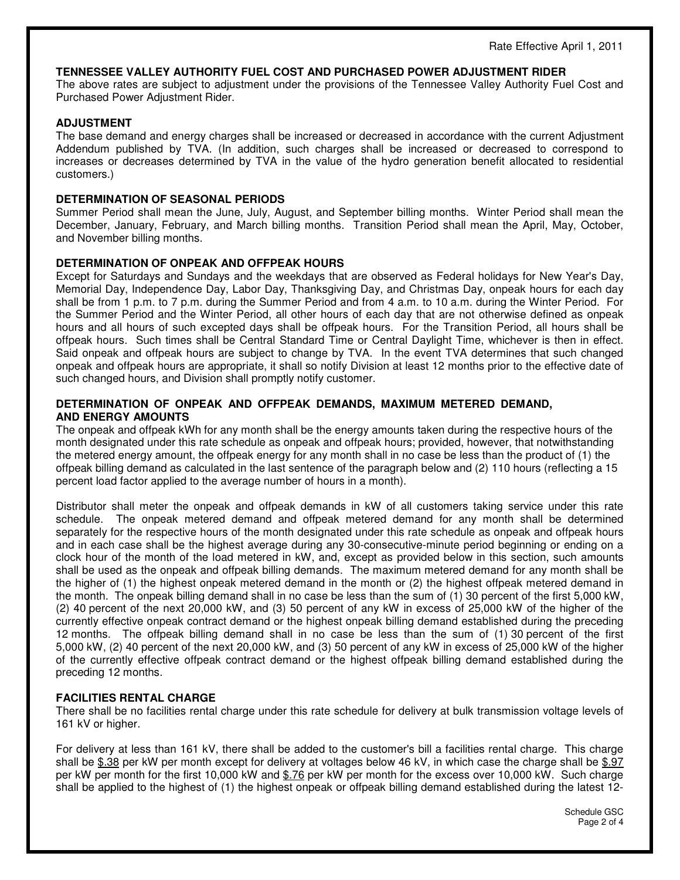Rate Effective April 1, 2011

**TENNESSEE VALLEY AUTHORITY FUEL COST AND PURCHASED POWER ADJUSTMENT RIDER**

The above rates are subject to adjustment under the provisions of the Tennessee Valley Authority Fuel Cost and Purchased Power Adjustment Rider.

**ADJUSTMENT**

The base demand and energy charges shall be increased or decreased in accordance with the current Adjustment Addendum published by TVA. (In addition, such charges shall be increased or decreased to correspond to increases or decreases determined by TVA in the value of the hydro generation benefit allocated to residential customers.)

**DETERMINATION OF SEASONAL PERIODS**

Summer Period shall mean the June, July, August, and September billing months. Winter Period shall mean the December, January, February, and March billing months. Transition Period shall mean the April, May, October, and November billing months.

**DETERMINATION OF ONPEAK AND OFFPEAK HOURS**

Except for Saturdays and Sundays and the weekdays that are observed as Federal holidays for New Year's Day, Memorial Day, Independence Day, Labor Day, Thanksgiving Day, and Christmas Day, onpeak hours for each day shall be from 1 p.m. to 7 p.m. during the Summer Period and from 4 a.m. to 10 a.m. during the Winter Period. For the Summer Period and the Winter Period, all other hours of each day that are not otherwise defined as onpeak hours and all hours of such excepted days shall be offpeak hours. For the Transition Period, all hours shall be offpeak hours. Such times shall be Central Standard Time or Central Daylight Time, whichever is then in effect. Said onpeak and offpeak hours are subject to change by TVA. In the event TVA determines that such changed onpeak and offpeak hours are appropriate, it shall so notify Division at least 12 months prior to the effective date of such changed hours, and Division shall promptly notify customer.

**DETERMINATION OF ONPEAK AND OFFPEAK DEMANDS, MAXIMUM METERED DEMAND, AND ENERGY AMOUNTS**

The onpeak and offpeak kWh for any month shall be the energy amounts taken during the respective hours of the month designated under this rate schedule as onpeak and offpeak hours; provided, however, that notwithstanding the metered energy amount, the offpeak energy for any month shall in no case be less than the product of (1) the offpeak billing demand as calculated in the last sentence of the paragraph below and (2) 110 hours (reflecting a 15 percent load factor applied to the average number of hours in a month).

Distributor shall meter the onpeak and offpeak demands in kW of all customers taking service under this rate schedule. The onpeak metered demand and offpeak metered demand for any month shall be determined separately for the respective hours of the month designated under this rate schedule as onpeak and offpeak hours and in each case shall be the highest average during any 30-consecutive-minute period beginning or ending on a clock hour of the month of the load metered in kW, and, except as provided below in this section, such amounts shall be used as the onpeak and offpeak billing demands. The maximum metered demand for any month shall be the higher of (1) the highest onpeak metered demand in the month or (2) the highest offpeak metered demand in the month. The onpeak billing demand shall in no case be less than the sum of (1) 30 percent of the first 5,000 kW, (2) 40 percent of the next 20,000 kW, and (3) 50 percent of any kW in excess of 25,000 kW of the higher of the currently effective onpeak contract demand or the highest onpeak billing demand established during the preceding 12 months. The offpeak billing demand shall in no case be less than the sum of (1) 30 percent of the first 5,000 kW, (2) 40 percent of the next 20,000 kW, and (3) 50 percent of any kW in excess of 25,000 kW of the higher of the currently effective offpeak contract demand or the highest offpeak billing demand established during the preceding 12 months.

**FACILITIES RENTAL CHARGE**

There shall be no facilities rental charge under this rate schedule for delivery at bulk transmission voltage levels of 161 kV or higher.

For delivery at less than 161 kV, there shall be added to the customer's bill a facilities rental charge. This charge shall be $.38 per kW per month except for delivery at voltages below 46 kV, in which case the charge shall be $.97 per kW per month for the first 10,000 kW and $.76 per kW per month for the excess over 10,000 kW. Such charge shall be applied to the highest of (1) the highest onpeak or offpeak billing demand established during the latest 12-

Schedule GSC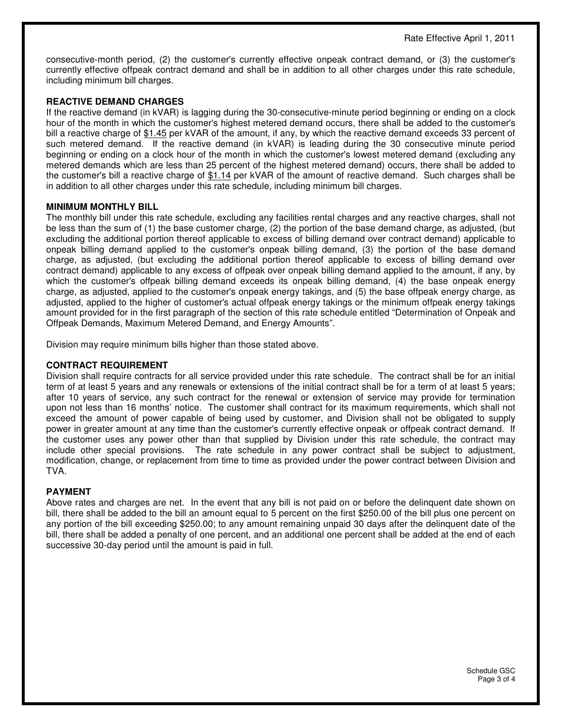consecutive-month period, (2) the customer's currently effective onpeak contract demand, or (3) the customer's currently effective offpeak contract demand and shall be in addition to all other charges under this rate schedule, including minimum bill charges.

**REACTIVE DEMAND CHARGES**

If the reactive demand (in kVAR) is lagging during the 30-consecutive-minute period beginning or ending on a clock hour of the month in which the customer's highest metered demand occurs, there shall be added to the customer's bill a reactive charge of $1.45 per kVAR of the amount, if any, by which the reactive demand exceeds 33 percent of such metered demand. If the reactive demand (in kVAR) is leading during the 30 consecutive minute period beginning or ending on a clock hour of the month in which the customer's lowest metered demand (excluding any metered demands which are less than 25 percent of the highest metered demand) occurs, there shall be added to the customer's bill a reactive charge of $1.14 per kVAR of the amount of reactive demand. Such charges shall be in addition to all other charges under this rate schedule, including minimum bill charges.

**MINIMUM MONTHLY BILL**

The monthly bill under this rate schedule, excluding any facilities rental charges and any reactive charges, shall not be less than the sum of (1) the base customer charge, (2) the portion of the base demand charge, as adjusted, (but excluding the additional portion thereof applicable to excess of billing demand over contract demand) applicable to onpeak billing demand applied to the customer's onpeak billing demand, (3) the portion of the base demand charge, as adjusted, (but excluding the additional portion thereof applicable to excess of billing demand over contract demand) applicable to any excess of offpeak over onpeak billing demand applied to the amount, if any, by which the customer's offpeak billing demand exceeds its onpeak billing demand, (4) the base onpeak energy charge, as adjusted, applied to the customer's onpeak energy takings, and (5) the base offpeak energy charge, as adjusted, applied to the higher of customer's actual offpeak energy takings or the minimum offpeak energy takings amount provided for in the first paragraph of the section of this rate schedule entitled "Determination of Onpeak and Offpeak Demands, Maximum Metered Demand, and Energy Amounts".

Division may require minimum bills higher than those stated above.

**CONTRACT REQUIREMENT**

Division shall require contracts for all service provided under this rate schedule. The contract shall be for an initial term of at least 5 years and any renewals or extensions of the initial contract shall be for a term of at least 5 years; after 10 years of service, any such contract for the renewal or extension of service may provide for termination upon not less than 16 months' notice. The customer shall contract for its maximum requirements, which shall not exceed the amount of power capable of being used by customer, and Division shall not be obligated to supply power in greater amount at any time than the customer's currently effective onpeak or offpeak contract demand. If the customer uses any power other than that supplied by Division under this rate schedule, the contract may include other special provisions. The rate schedule in any power contract shall be subject to adjustment, modification, change, or replacement from time to time as provided under the power contract between Division and TVA.

**PAYMENT**

Above rates and charges are net. In the event that any bill is not paid on or before the delinquent date shown on bill, there shall be added to the bill an amount equal to 5 percent on the first $250.00 of the bill plus one percent on any portion of the bill exceeding $250.00; to any amount remaining unpaid 30 days after the delinquent date of the bill, there shall be added a penalty of one percent, and an additional one percent shall be added at the end of each successive 30-day period until the amount is paid in full.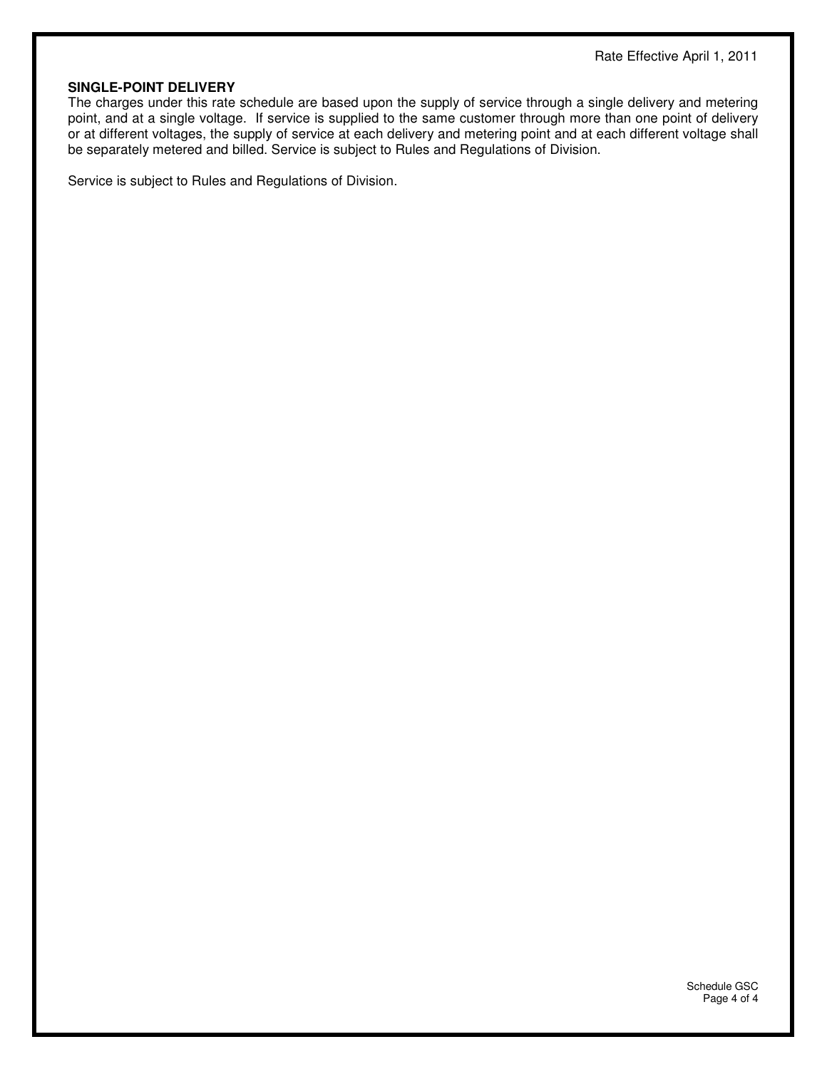Rate Effective April 1, 2011

**SINGLE-POINT DELIVERY**

The charges under this rate schedule are based upon the supply of service through a single delivery and metering point, and at a single voltage. If service is supplied to the same customer through more than one point of delivery or at different voltages, the supply of service at each delivery and metering point and at each different voltage shall be separately metered and billed. Service is subject to Rules and Regulations of Division.

Service is subject to Rules and Regulations of Division.